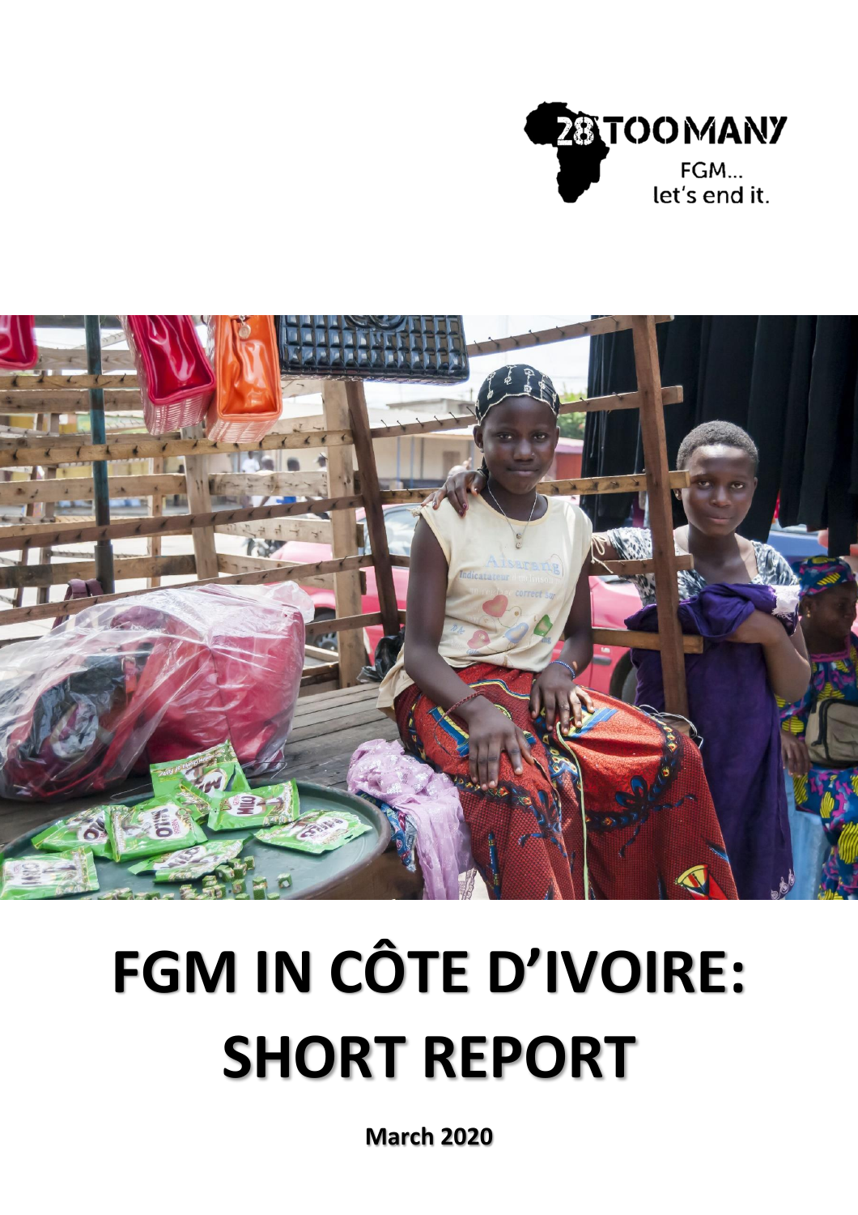28TOOMANY

FGM...
let's end it.

# FGM IN CÔTE D'IVOIRE: SHORT REPORT

**March 2020**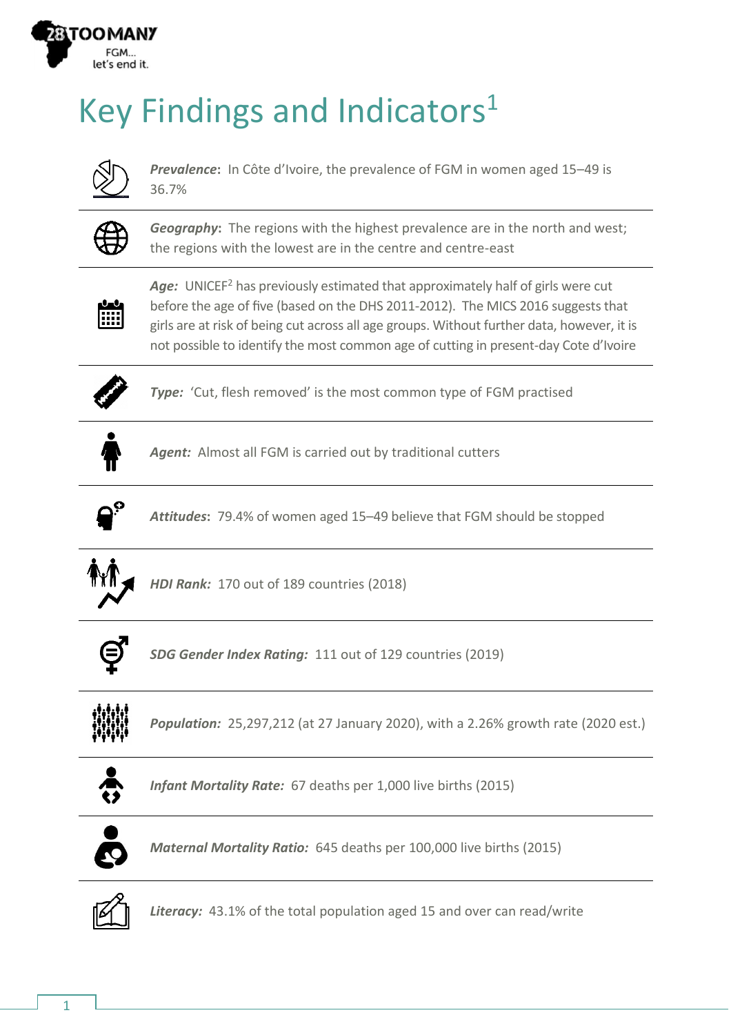# Key Findings and Indicators[1]

***Prevalence***: In Côte d'Ivoire, the prevalence of FGM in women aged 15–49 is 36.7%

***Geography***: The regions with the highest prevalence are in the north and west; the regions with the lowest are in the centre and centre-east

***Age:*** UNICEF[2] has previously estimated that approximately half of girls were cut before the age of five (based on the DHS 2011-2012). The MICS 2016 suggests that girls are at risk of being cut across all age groups. Without further data, however, it is not possible to identify the most common age of cutting in present-day Cote d'Ivoire

***Type:*** 'Cut, flesh removed' is the most common type of FGM practised

***Agent:*** Almost all FGM is carried out by traditional cutters

***Attitudes***: 79.4% of women aged 15–49 believe that FGM should be stopped

***HDI Rank:*** 170 out of 189 countries (2018)

***SDG Gender Index Rating:*** 111 out of 129 countries (2019)

***Population:*** 25,297,212 (at 27 January 2020), with a 2.26% growth rate (2020 est.)

***Infant Mortality Rate:*** 67 deaths per 1,000 live births (2015)

***Maternal Mortality Ratio:*** 645 deaths per 100,000 live births (2015)

***Literacy:*** 43.1% of the total population aged 15 and over can read/write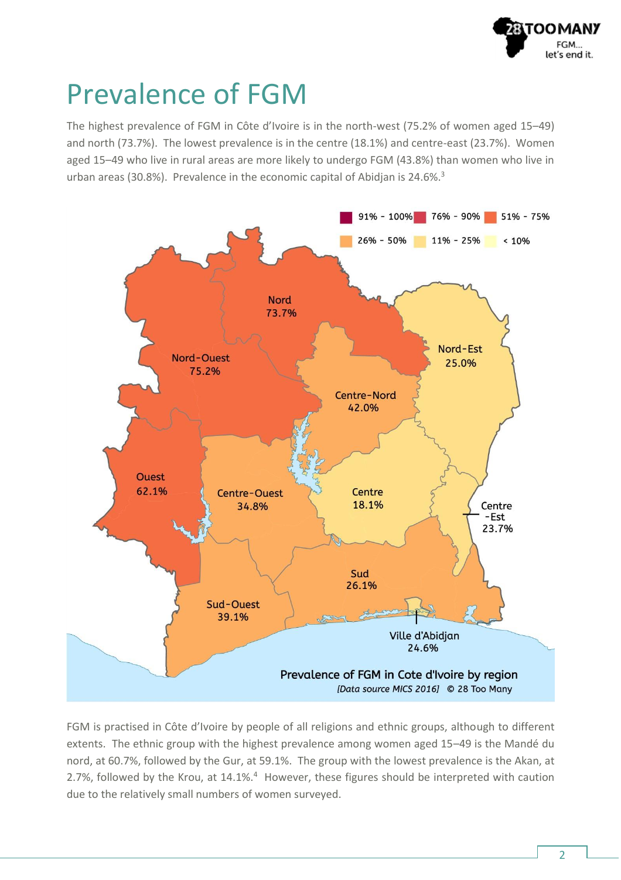# Prevalence of FGM

The highest prevalence of FGM in Côte d'Ivoire is in the north-west (75.2% of women aged 15–49) and north (73.7%). The lowest prevalence is in the centre (18.1%) and centre-east (23.7%). Women aged 15–49 who live in rural areas are more likely to undergo FGM (43.8%) than women who live in urban areas (30.8%). Prevalence in the economic capital of Abidjan is 24.6%.[3]

Prevalence of FGM in Cote d'Ivoire by region

*[Data source MICS 2016]* © 28 Too Many

FGM is practised in Côte d'Ivoire by people of all religions and ethnic groups, although to different extents. The ethnic group with the highest prevalence among women aged 15–49 is the Mandé du nord, at 60.7%, followed by the Gur, at 59.1%. The group with the lowest prevalence is the Akan, at 2.7%, followed by the Krou, at 14.1%.[4] However, these figures should be interpreted with caution due to the relatively small numbers of women surveyed.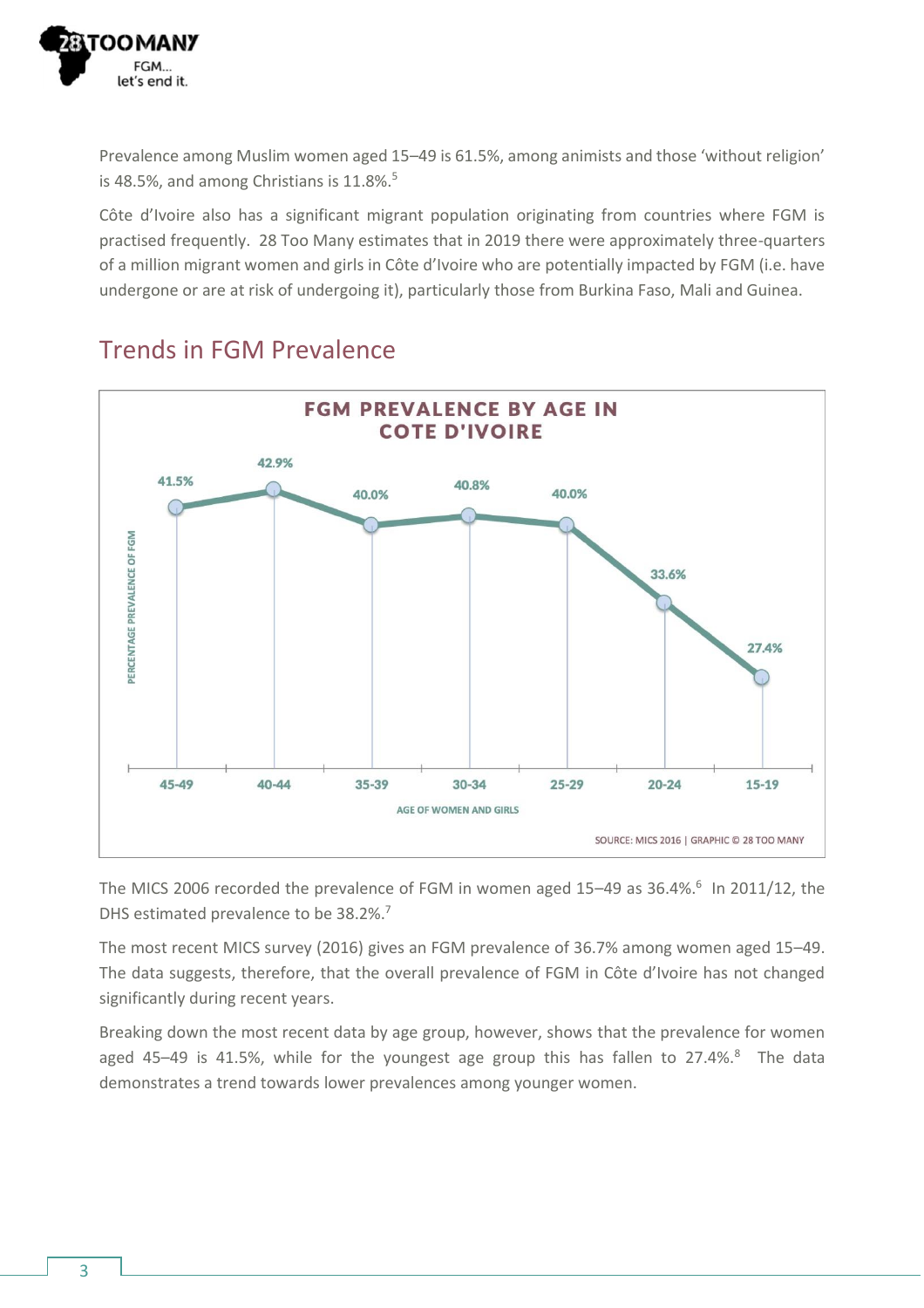Prevalence among Muslim women aged 15–49 is 61.5%, among animists and those 'without religion' is 48.5%, and among Christians is 11.8%.[5]

Côte d'Ivoire also has a significant migrant population originating from countries where FGM is practised frequently. 28 Too Many estimates that in 2019 there were approximately three-quarters of a million migrant women and girls in Côte d'Ivoire who are potentially impacted by FGM (i.e. have undergone or are at risk of undergoing it), particularly those from Burkina Faso, Mali and Guinea.

## Trends in FGM Prevalence

**FGM PREVALENCE BY AGE IN COTE D'IVOIRE**

| Age of women and girls | Percentage prevalence of FGM |
|---|---|
| 45-49 | 41.5% |
| 40-44 | 42.9% |
| 35-39 | 40.0% |
| 30-34 | 40.8% |
| 25-29 | 40.0% |
| 20-24 | 33.6% |
| 15-19 | 27.4% |

SOURCE: MICS 2016 | GRAPHIC © 28 TOO MANY

The MICS 2006 recorded the prevalence of FGM in women aged 15–49 as 36.4%.[6] In 2011/12, the DHS estimated prevalence to be 38.2%.[7]

The most recent MICS survey (2016) gives an FGM prevalence of 36.7% among women aged 15–49. The data suggests, therefore, that the overall prevalence of FGM in Côte d'Ivoire has not changed significantly during recent years.

Breaking down the most recent data by age group, however, shows that the prevalence for women aged 45–49 is 41.5%, while for the youngest age group this has fallen to 27.4%.[8] The data demonstrates a trend towards lower prevalences among younger women.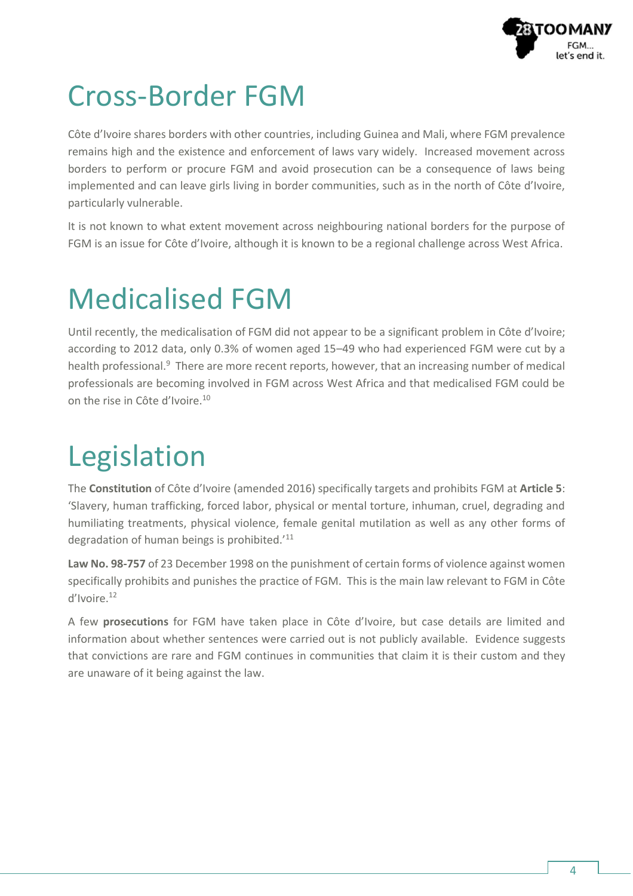# Cross-Border FGM

Côte d'Ivoire shares borders with other countries, including Guinea and Mali, where FGM prevalence remains high and the existence and enforcement of laws vary widely. Increased movement across borders to perform or procure FGM and avoid prosecution can be a consequence of laws being implemented and can leave girls living in border communities, such as in the north of Côte d'Ivoire, particularly vulnerable.

It is not known to what extent movement across neighbouring national borders for the purpose of FGM is an issue for Côte d'Ivoire, although it is known to be a regional challenge across West Africa.

# Medicalised FGM

Until recently, the medicalisation of FGM did not appear to be a significant problem in Côte d'Ivoire; according to 2012 data, only 0.3% of women aged 15–49 who had experienced FGM were cut by a health professional.[9] There are more recent reports, however, that an increasing number of medical professionals are becoming involved in FGM across West Africa and that medicalised FGM could be on the rise in Côte d'Ivoire.[10]

# Legislation

The **Constitution** of Côte d'Ivoire (amended 2016) specifically targets and prohibits FGM at **Article 5**: 'Slavery, human trafficking, forced labor, physical or mental torture, inhuman, cruel, degrading and humiliating treatments, physical violence, female genital mutilation as well as any other forms of degradation of human beings is prohibited.'[11]

**Law No. 98-757** of 23 December 1998 on the punishment of certain forms of violence against women specifically prohibits and punishes the practice of FGM. This is the main law relevant to FGM in Côte d'Ivoire.[12]

A few **prosecutions** for FGM have taken place in Côte d'Ivoire, but case details are limited and information about whether sentences were carried out is not publicly available. Evidence suggests that convictions are rare and FGM continues in communities that claim it is their custom and they are unaware of it being against the law.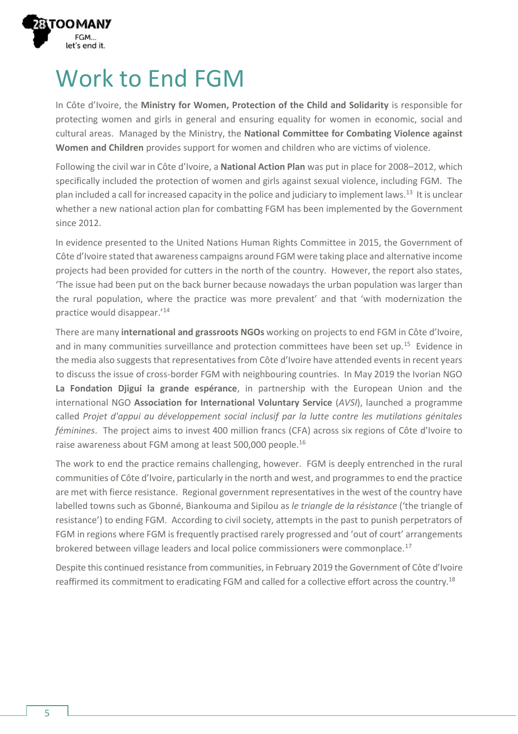# Work to End FGM

In Côte d'Ivoire, the **Ministry for Women, Protection of the Child and Solidarity** is responsible for protecting women and girls in general and ensuring equality for women in economic, social and cultural areas. Managed by the Ministry, the **National Committee for Combating Violence against Women and Children** provides support for women and children who are victims of violence.

Following the civil war in Côte d'Ivoire, a **National Action Plan** was put in place for 2008–2012, which specifically included the protection of women and girls against sexual violence, including FGM. The plan included a call for increased capacity in the police and judiciary to implement laws.[13] It is unclear whether a new national action plan for combatting FGM has been implemented by the Government since 2012.

In evidence presented to the United Nations Human Rights Committee in 2015, the Government of Côte d'Ivoire stated that awareness campaigns around FGM were taking place and alternative income projects had been provided for cutters in the north of the country. However, the report also states, 'The issue had been put on the back burner because nowadays the urban population was larger than the rural population, where the practice was more prevalent' and that 'with modernization the practice would disappear.'[14]

There are many **international and grassroots NGOs** working on projects to end FGM in Côte d'Ivoire, and in many communities surveillance and protection committees have been set up.[15] Evidence in the media also suggests that representatives from Côte d'Ivoire have attended events in recent years to discuss the issue of cross-border FGM with neighbouring countries. In May 2019 the Ivorian NGO **La Fondation Djigui la grande espérance**, in partnership with the European Union and the international NGO **Association for International Voluntary Service** (*AVSI*), launched a programme called *Projet d'appui au développement social inclusif par la lutte contre les mutilations génitales féminines*. The project aims to invest 400 million francs (CFA) across six regions of Côte d'Ivoire to raise awareness about FGM among at least 500,000 people.[16]

The work to end the practice remains challenging, however. FGM is deeply entrenched in the rural communities of Côte d'Ivoire, particularly in the north and west, and programmes to end the practice are met with fierce resistance. Regional government representatives in the west of the country have labelled towns such as Gbonné, Biankouma and Sipilou as *le triangle de la résistance* ('the triangle of resistance') to ending FGM. According to civil society, attempts in the past to punish perpetrators of FGM in regions where FGM is frequently practised rarely progressed and 'out of court' arrangements brokered between village leaders and local police commissioners were commonplace.[17]

Despite this continued resistance from communities, in February 2019 the Government of Côte d'Ivoire reaffirmed its commitment to eradicating FGM and called for a collective effort across the country.[18]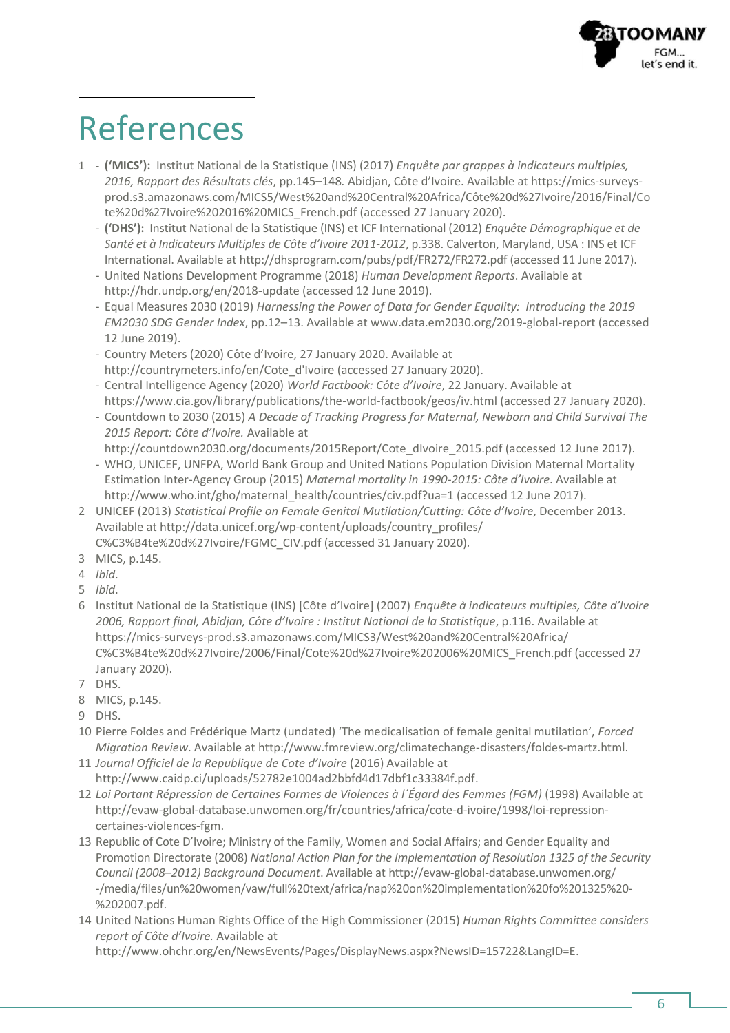# References

1. - **('MICS'):** Institut National de la Statistique (INS) (2017) *Enquête par grappes à indicateurs multiples, 2016, Rapport des Résultats clés*, pp.145–148. Abidjan, Côte d'Ivoire. Available at https://mics-surveys-prod.s3.amazonaws.com/MICS5/West%20and%20Central%20Africa/Côte%20d%27Ivoire/2016/Final/Cote%20d%27Ivoire%202016%20MICS_French.pdf (accessed 27 January 2020).
   - **('DHS'):** Institut National de la Statistique (INS) et ICF International (2012) *Enquête Démographique et de Santé et à Indicateurs Multiples de Côte d'Ivoire 2011-2012*, p.338. Calverton, Maryland, USA : INS et ICF International. Available at http://dhsprogram.com/pubs/pdf/FR272/FR272.pdf (accessed 11 June 2017).
   - United Nations Development Programme (2018) *Human Development Reports*. Available at http://hdr.undp.org/en/2018-update (accessed 12 June 2019).
   - Equal Measures 2030 (2019) *Harnessing the Power of Data for Gender Equality: Introducing the 2019 EM2030 SDG Gender Index*, pp.12–13. Available at www.data.em2030.org/2019-global-report (accessed 12 June 2019).
   - Country Meters (2020) Côte d'Ivoire, 27 January 2020. Available at http://countrymeters.info/en/Cote_d'Ivoire (accessed 27 January 2020).
   - Central Intelligence Agency (2020) *World Factbook: Côte d'Ivoire*, 22 January. Available at https://www.cia.gov/library/publications/the-world-factbook/geos/iv.html (accessed 27 January 2020).
   - Countdown to 2030 (2015) *A Decade of Tracking Progress for Maternal, Newborn and Child Survival The 2015 Report: Côte d'Ivoire.* Available at http://countdown2030.org/documents/2015Report/Cote_dIvoire_2015.pdf (accessed 12 June 2017).
   - WHO, UNICEF, UNFPA, World Bank Group and United Nations Population Division Maternal Mortality Estimation Inter-Agency Group (2015) *Maternal mortality in 1990-2015: Côte d'Ivoire*. Available at http://www.who.int/gho/maternal_health/countries/civ.pdf?ua=1 (accessed 12 June 2017).
2. UNICEF (2013) *Statistical Profile on Female Genital Mutilation/Cutting: Côte d'Ivoire*, December 2013. Available at http://data.unicef.org/wp-content/uploads/country_profiles/C%C3%B4te%20d%27Ivoire/FGMC_CIV.pdf (accessed 31 January 2020).
3. MICS, p.145.
4. *Ibid.*
5. *Ibid.*
6. Institut National de la Statistique (INS) [Côte d'Ivoire] (2007) *Enquête à indicateurs multiples, Côte d'Ivoire 2006, Rapport final, Abidjan, Côte d'Ivoire : Institut National de la Statistique*, p.116. Available at https://mics-surveys-prod.s3.amazonaws.com/MICS3/West%20and%20Central%20Africa/C%C3%B4te%20d%27Ivoire/2006/Final/Cote%20d%27Ivoire%202006%20MICS_French.pdf (accessed 27 January 2020).
7. DHS.
8. MICS, p.145.
9. DHS.
10. Pierre Foldes and Frédérique Martz (undated) 'The medicalisation of female genital mutilation', *Forced Migration Review*. Available at http://www.fmreview.org/climatechange-disasters/foldes-martz.html.
11. *Journal Officiel de la Republique de Cote d'Ivoire* (2016) Available at http://www.caidp.ci/uploads/52782e1004ad2bbfd4d17dbf1c33384f.pdf.
12. *Loi Portant Répression de Certaines Formes de Violences à l´Égard des Femmes (FGM)* (1998) Available at http://evaw-global-database.unwomen.org/fr/countries/africa/cote-d-ivoire/1998/loi-repression-certaines-violences-fgm.
13. Republic of Cote D'Ivoire; Ministry of the Family, Women and Social Affairs; and Gender Equality and Promotion Directorate (2008) *National Action Plan for the Implementation of Resolution 1325 of the Security Council (2008–2012) Background Document*. Available at http://evaw-global-database.unwomen.org/-/media/files/un%20women/vaw/full%20text/africa/nap%20on%20implementation%20fo%201325%20-%202007.pdf.
14. United Nations Human Rights Office of the High Commissioner (2015) *Human Rights Committee considers report of Côte d'Ivoire.* Available at http://www.ohchr.org/en/NewsEvents/Pages/DisplayNews.aspx?NewsID=15722&LangID=E.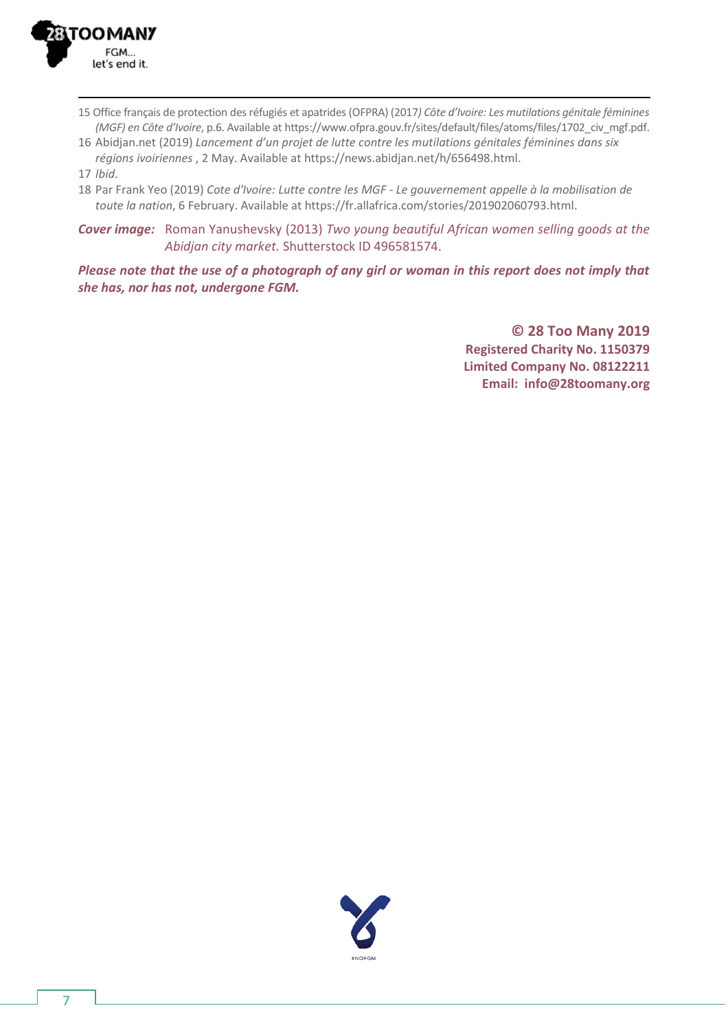15 Office français de protection des réfugiés et apatrides (OFPRA) (2017*) Côte d'Ivoire: Les mutilations génitale féminines (MGF) en Côte d'Ivoire*, p.6. Available at https://www.ofpra.gouv.fr/sites/default/files/atoms/files/1702_civ_mgf.pdf.

16 Abidjan.net (2019) *Lancement d'un projet de lutte contre les mutilations génitales féminines dans six régions ivoiriennes* , 2 May. Available at https://news.abidjan.net/h/656498.html.

17 *Ibid*.

18 Par Frank Yeo (2019) *Cote d'Ivoire: Lutte contre les MGF - Le gouvernement appelle à la mobilisation de toute la nation*, 6 February. Available at https://fr.allafrica.com/stories/201902060793.html.

***Cover image:*** Roman Yanushevsky (2013) *Two young beautiful African women selling goods at the Abidjan city market.* Shutterstock ID 496581574.

***Please note that the use of a photograph of any girl or woman in this report does not imply that she has, nor has not, undergone FGM.***

**© 28 Too Many 2019**
**Registered Charity No. 1150379**
**Limited Company No. 08122211**
**Email: info@28toomany.org**

#NOFGM